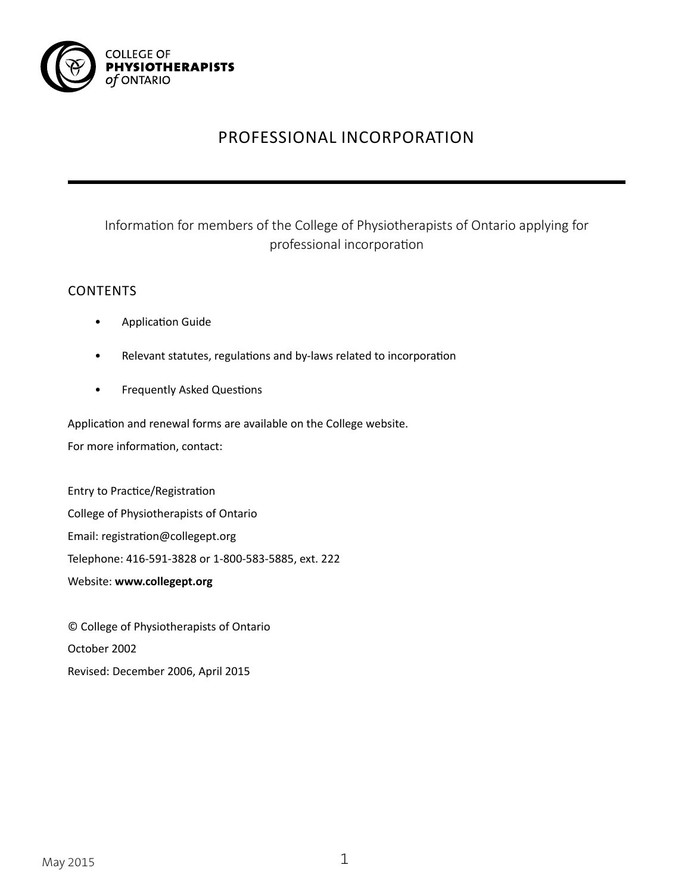COLLEGE OF
**PHYSIOTHERAPISTS**
*of* ONTARIO

# PROFESSIONAL INCORPORATION

Information for members of the College of Physiotherapists of Ontario applying for professional incorporation

## CONTENTS

- Application Guide
- Relevant statutes, regulations and by-laws related to incorporation
- Frequently Asked Questions

Application and renewal forms are available on the College website.

For more information, contact:

Entry to Practice/Registration

College of Physiotherapists of Ontario

Email: registration@collegept.org

Telephone: 416-591-3828 or 1-800-583-5885, ext. 222

Website: **www.collegept.org**

© College of Physiotherapists of Ontario

October 2002

Revised: December 2006, April 2015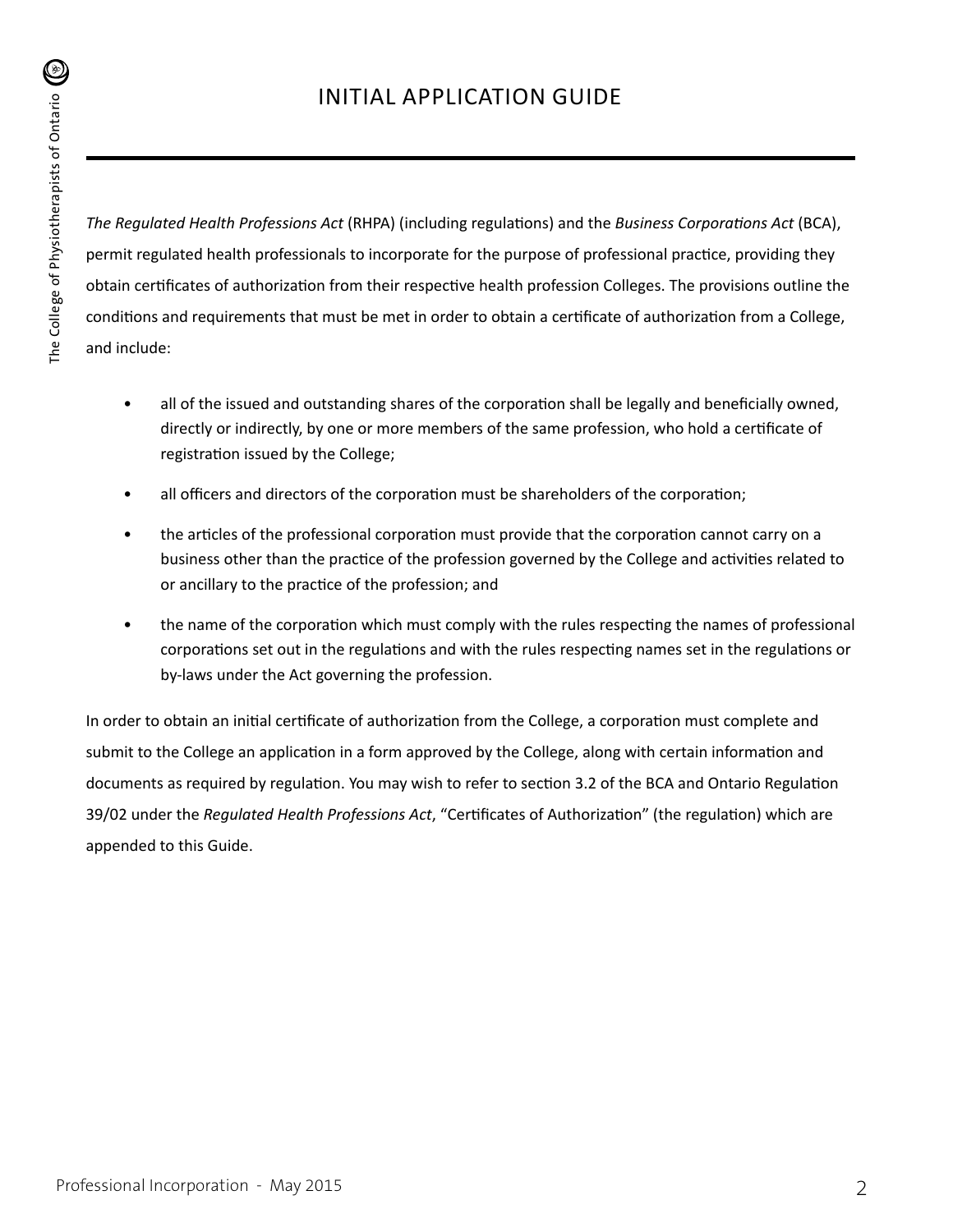# INITIAL APPLICATION GUIDE

*The Regulated Health Professions Act* (RHPA) (including regulations) and the *Business Corporations Act* (BCA), permit regulated health professionals to incorporate for the purpose of professional practice, providing they obtain certificates of authorization from their respective health profession Colleges. The provisions outline the conditions and requirements that must be met in order to obtain a certificate of authorization from a College, and include:

- all of the issued and outstanding shares of the corporation shall be legally and beneficially owned, directly or indirectly, by one or more members of the same profession, who hold a certificate of registration issued by the College;
- all officers and directors of the corporation must be shareholders of the corporation;
- the articles of the professional corporation must provide that the corporation cannot carry on a business other than the practice of the profession governed by the College and activities related to or ancillary to the practice of the profession; and
- the name of the corporation which must comply with the rules respecting the names of professional corporations set out in the regulations and with the rules respecting names set in the regulations or by-laws under the Act governing the profession.

In order to obtain an initial certificate of authorization from the College, a corporation must complete and submit to the College an application in a form approved by the College, along with certain information and documents as required by regulation. You may wish to refer to section 3.2 of the BCA and Ontario Regulation 39/02 under the *Regulated Health Professions Act*, "Certificates of Authorization" (the regulation) which are appended to this Guide.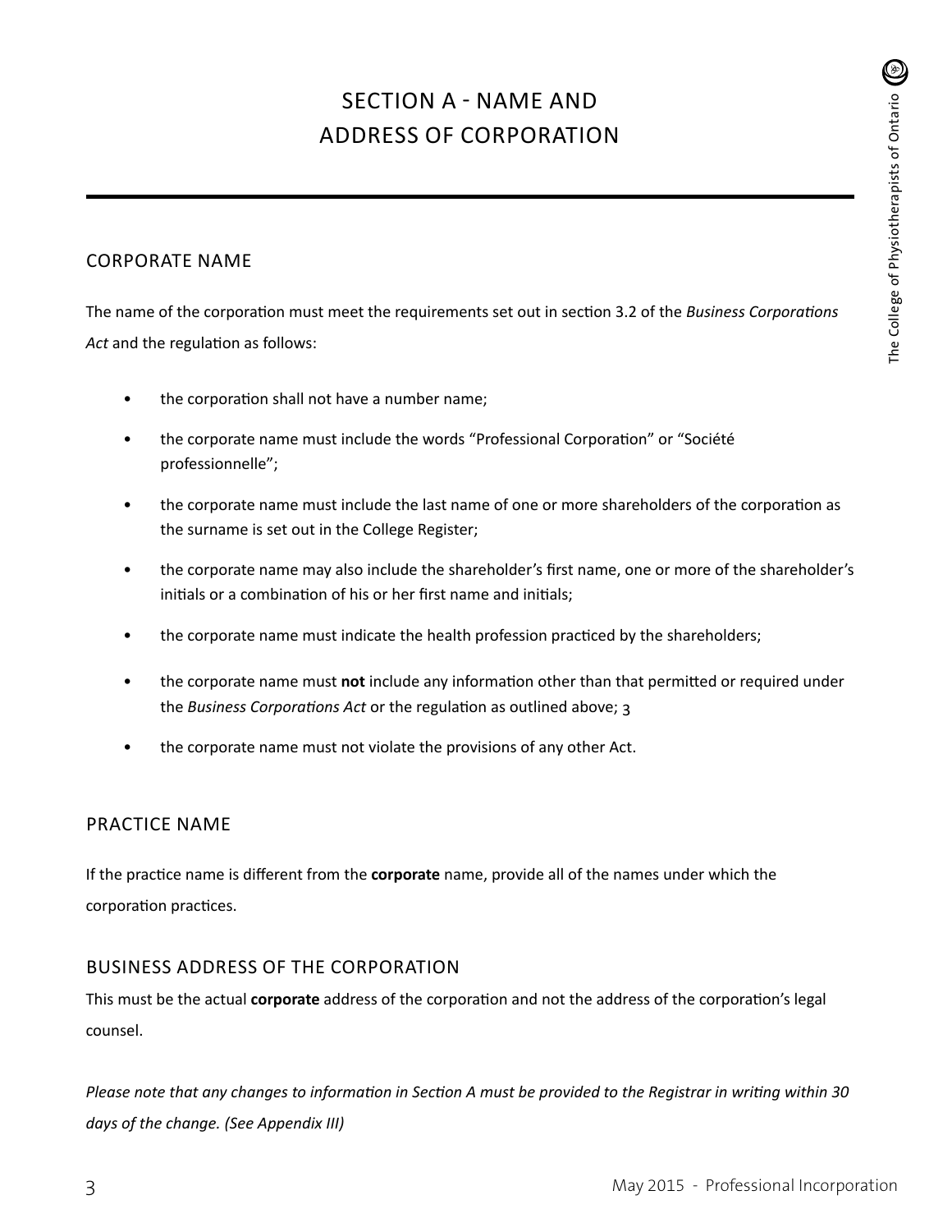# SECTION A - NAME AND ADDRESS OF CORPORATION

## CORPORATE NAME

The name of the corporation must meet the requirements set out in section 3.2 of the *Business Corporations Act* and the regulation as follows:

- the corporation shall not have a number name;
- the corporate name must include the words "Professional Corporation" or "Société professionnelle";
- the corporate name must include the last name of one or more shareholders of the corporation as the surname is set out in the College Register;
- the corporate name may also include the shareholder's first name, one or more of the shareholder's initials or a combination of his or her first name and initials;
- the corporate name must indicate the health profession practiced by the shareholders;
- the corporate name must **not** include any information other than that permitted or required under the *Business Corporations Act* or the regulation as outlined above; 3
- the corporate name must not violate the provisions of any other Act.

## PRACTICE NAME

If the practice name is different from the **corporate** name, provide all of the names under which the corporation practices.

## BUSINESS ADDRESS OF THE CORPORATION

This must be the actual **corporate** address of the corporation and not the address of the corporation's legal counsel.

*Please note that any changes to information in Section A must be provided to the Registrar in writing within 30 days of the change. (See Appendix III)*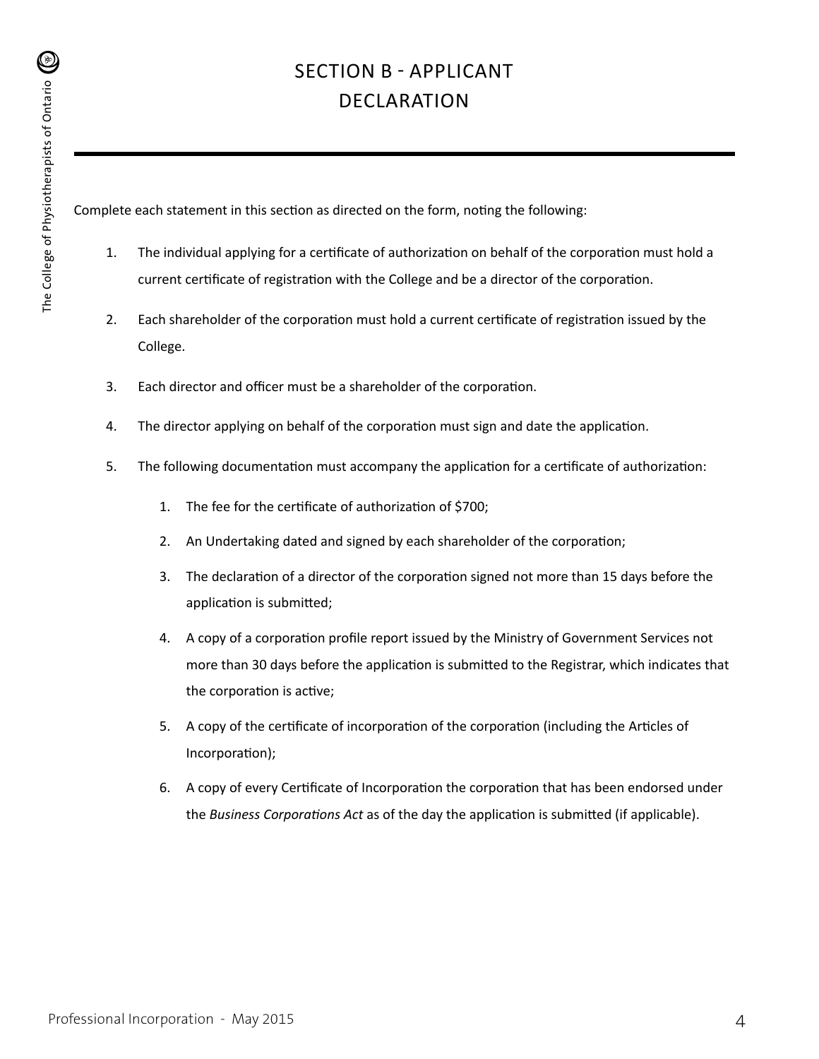# SECTION B - APPLICANT DECLARATION

Complete each statement in this section as directed on the form, noting the following:

1. The individual applying for a certificate of authorization on behalf of the corporation must hold a current certificate of registration with the College and be a director of the corporation.
2. Each shareholder of the corporation must hold a current certificate of registration issued by the College.
3. Each director and officer must be a shareholder of the corporation.
4. The director applying on behalf of the corporation must sign and date the application.
5. The following documentation must accompany the application for a certificate of authorization:
    1. The fee for the certificate of authorization of $700;
    2. An Undertaking dated and signed by each shareholder of the corporation;
    3. The declaration of a director of the corporation signed not more than 15 days before the application is submitted;
    4. A copy of a corporation profile report issued by the Ministry of Government Services not more than 30 days before the application is submitted to the Registrar, which indicates that the corporation is active;
    5. A copy of the certificate of incorporation of the corporation (including the Articles of Incorporation);
    6. A copy of every Certificate of Incorporation the corporation that has been endorsed under the *Business Corporations Act* as of the day the application is submitted (if applicable).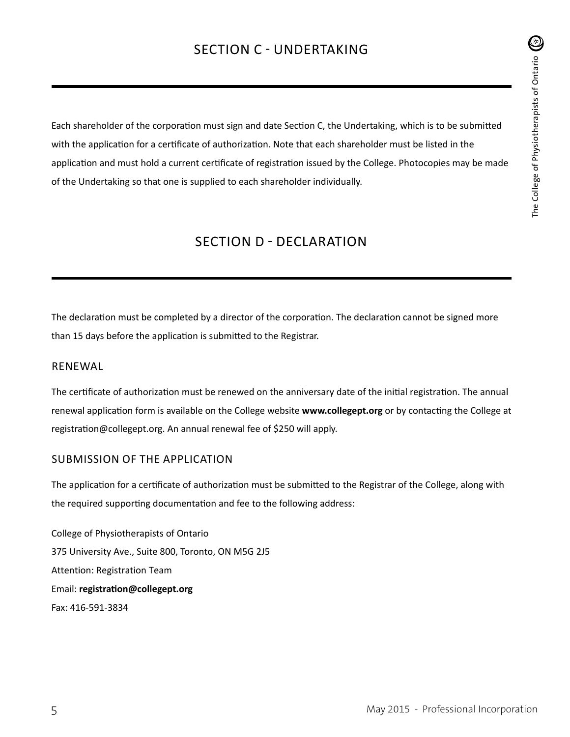## SECTION C - UNDERTAKING

Each shareholder of the corporation must sign and date Section C, the Undertaking, which is to be submitted with the application for a certificate of authorization. Note that each shareholder must be listed in the application and must hold a current certificate of registration issued by the College. Photocopies may be made of the Undertaking so that one is supplied to each shareholder individually.

## SECTION D - DECLARATION

The declaration must be completed by a director of the corporation. The declaration cannot be signed more than 15 days before the application is submitted to the Registrar.

### RENEWAL

The certificate of authorization must be renewed on the anniversary date of the initial registration. The annual renewal application form is available on the College website **www.collegept.org** or by contacting the College at registration@collegept.org. An annual renewal fee of $250 will apply.

### SUBMISSION OF THE APPLICATION

The application for a certificate of authorization must be submitted to the Registrar of the College, along with the required supporting documentation and fee to the following address:

College of Physiotherapists of Ontario
375 University Ave., Suite 800, Toronto, ON M5G 2J5
Attention: Registration Team
Email: **registration@collegept.org**
Fax: 416-591-3834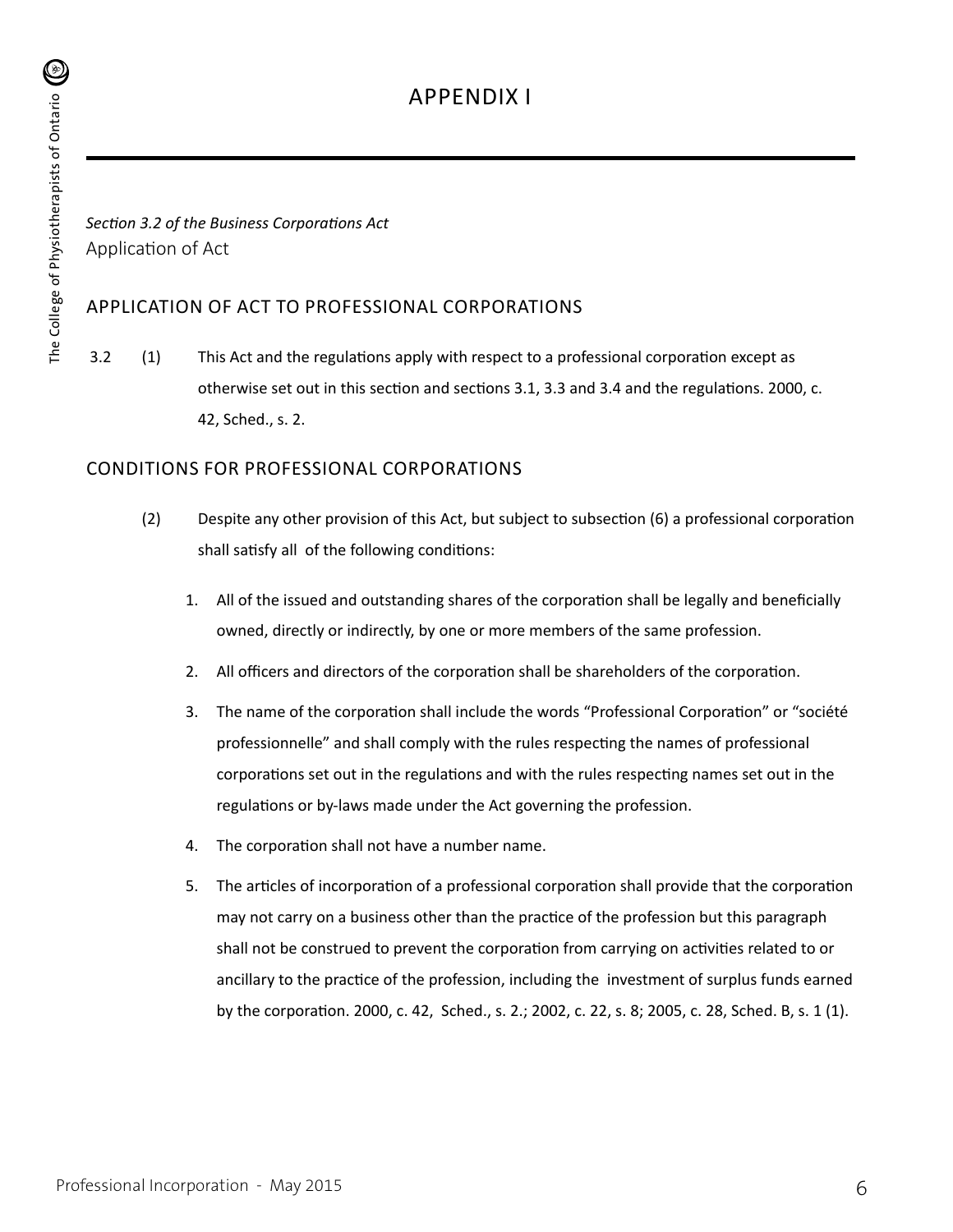# APPENDIX I

*Section 3.2 of the Business Corporations Act*

Application of Act

## APPLICATION OF ACT TO PROFESSIONAL CORPORATIONS

3.2 (1) This Act and the regulations apply with respect to a professional corporation except as otherwise set out in this section and sections 3.1, 3.3 and 3.4 and the regulations. 2000, c. 42, Sched., s. 2.

## CONDITIONS FOR PROFESSIONAL CORPORATIONS

(2) Despite any other provision of this Act, but subject to subsection (6) a professional corporation shall satisfy all of the following conditions:

1. All of the issued and outstanding shares of the corporation shall be legally and beneficially owned, directly or indirectly, by one or more members of the same profession.
2. All officers and directors of the corporation shall be shareholders of the corporation.
3. The name of the corporation shall include the words "Professional Corporation" or "société professionnelle" and shall comply with the rules respecting the names of professional corporations set out in the regulations and with the rules respecting names set out in the regulations or by-laws made under the Act governing the profession.
4. The corporation shall not have a number name.
5. The articles of incorporation of a professional corporation shall provide that the corporation may not carry on a business other than the practice of the profession but this paragraph shall not be construed to prevent the corporation from carrying on activities related to or ancillary to the practice of the profession, including the investment of surplus funds earned by the corporation. 2000, c. 42, Sched., s. 2.; 2002, c. 22, s. 8; 2005, c. 28, Sched. B, s. 1 (1).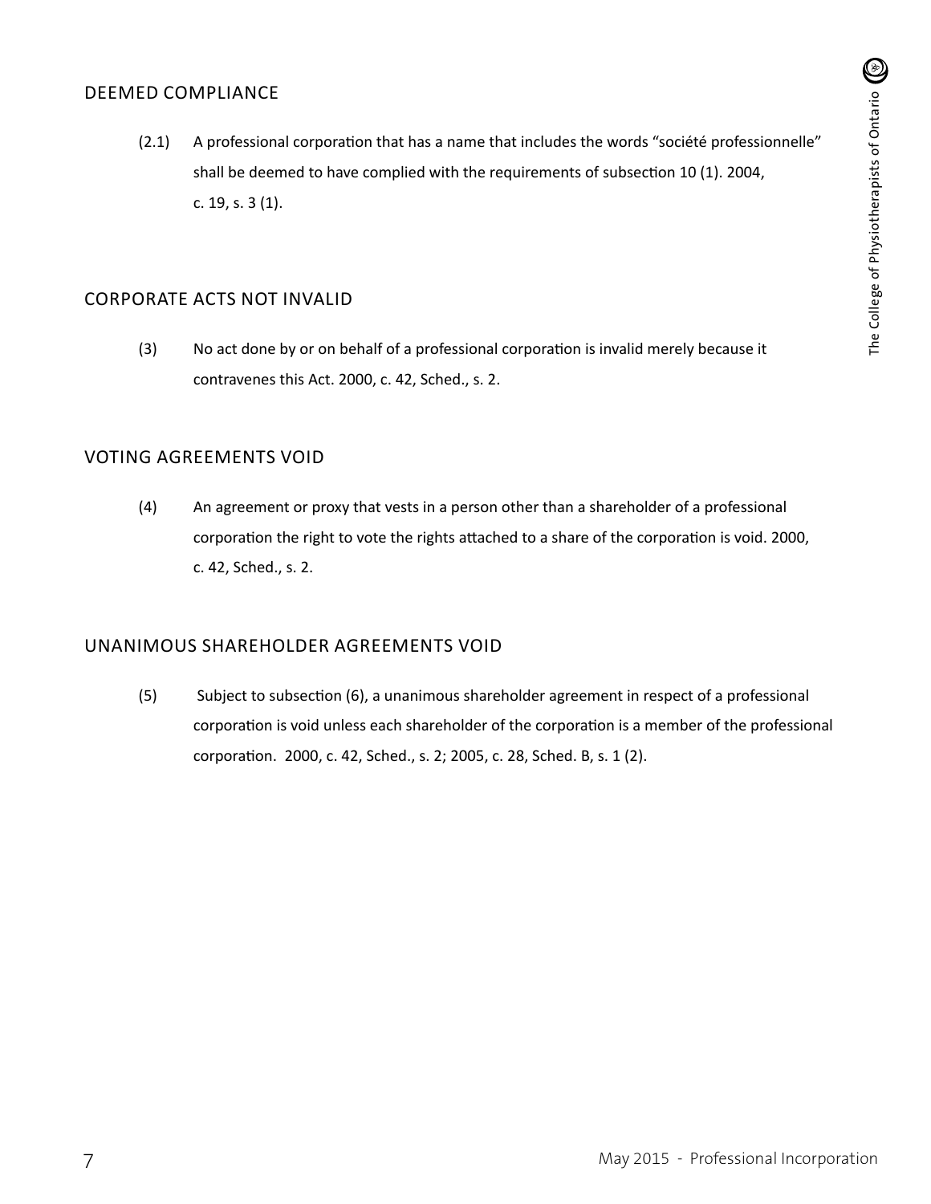## DEEMED COMPLIANCE

(2.1) A professional corporation that has a name that includes the words "société professionnelle" shall be deemed to have complied with the requirements of subsection 10 (1). 2004, c. 19, s. 3 (1).

## CORPORATE ACTS NOT INVALID

(3) No act done by or on behalf of a professional corporation is invalid merely because it contravenes this Act. 2000, c. 42, Sched., s. 2.

## VOTING AGREEMENTS VOID

(4) An agreement or proxy that vests in a person other than a shareholder of a professional corporation the right to vote the rights attached to a share of the corporation is void. 2000, c. 42, Sched., s. 2.

## UNANIMOUS SHAREHOLDER AGREEMENTS VOID

(5) Subject to subsection (6), a unanimous shareholder agreement in respect of a professional corporation is void unless each shareholder of the corporation is a member of the professional corporation. 2000, c. 42, Sched., s. 2; 2005, c. 28, Sched. B, s. 1 (2).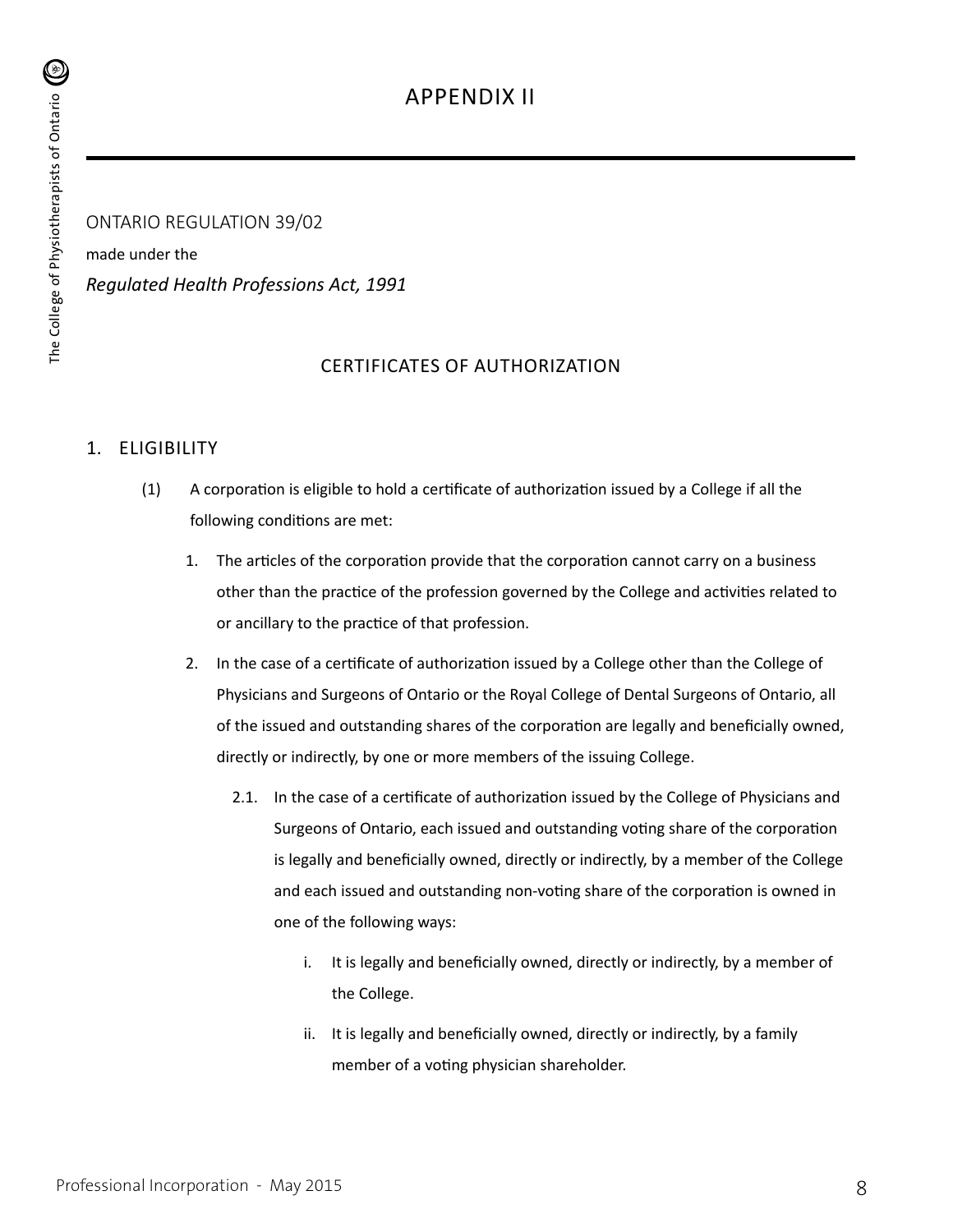# APPENDIX II

ONTARIO REGULATION 39/02

made under the

*Regulated Health Professions Act, 1991*

## CERTIFICATES OF AUTHORIZATION

### 1. ELIGIBILITY

(1) A corporation is eligible to hold a certificate of authorization issued by a College if all the following conditions are met:

1. The articles of the corporation provide that the corporation cannot carry on a business other than the practice of the profession governed by the College and activities related to or ancillary to the practice of that profession.

2. In the case of a certificate of authorization issued by a College other than the College of Physicians and Surgeons of Ontario or the Royal College of Dental Surgeons of Ontario, all of the issued and outstanding shares of the corporation are legally and beneficially owned, directly or indirectly, by one or more members of the issuing College.

   2.1. In the case of a certificate of authorization issued by the College of Physicians and Surgeons of Ontario, each issued and outstanding voting share of the corporation is legally and beneficially owned, directly or indirectly, by a member of the College and each issued and outstanding non-voting share of the corporation is owned in one of the following ways:

      i. It is legally and beneficially owned, directly or indirectly, by a member of the College.

      ii. It is legally and beneficially owned, directly or indirectly, by a family member of a voting physician shareholder.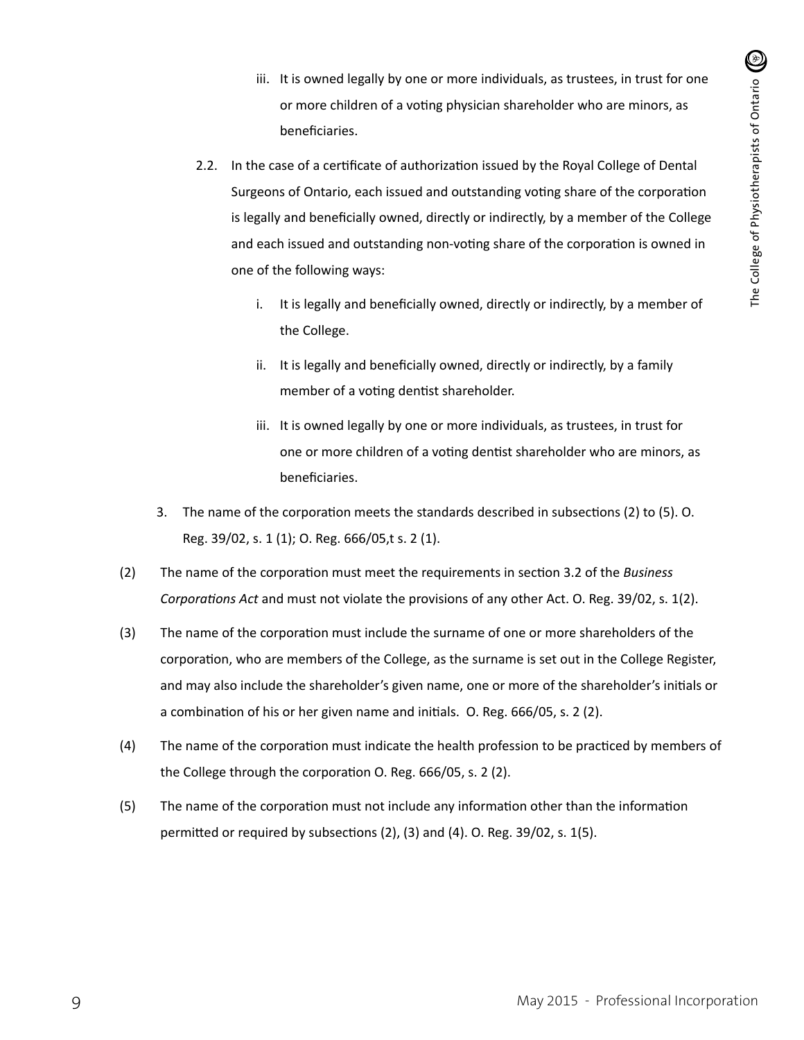iii. It is owned legally by one or more individuals, as trustees, in trust for one or more children of a voting physician shareholder who are minors, as beneficiaries.

2.2. In the case of a certificate of authorization issued by the Royal College of Dental Surgeons of Ontario, each issued and outstanding voting share of the corporation is legally and beneficially owned, directly or indirectly, by a member of the College and each issued and outstanding non-voting share of the corporation is owned in one of the following ways:

i. It is legally and beneficially owned, directly or indirectly, by a member of the College.

ii. It is legally and beneficially owned, directly or indirectly, by a family member of a voting dentist shareholder.

iii. It is owned legally by one or more individuals, as trustees, in trust for one or more children of a voting dentist shareholder who are minors, as beneficiaries.

3. The name of the corporation meets the standards described in subsections (2) to (5). O. Reg. 39/02, s. 1 (1); O. Reg. 666/05,t s. 2 (1).

(2) The name of the corporation must meet the requirements in section 3.2 of the *Business Corporations Act* and must not violate the provisions of any other Act. O. Reg. 39/02, s. 1(2).

(3) The name of the corporation must include the surname of one or more shareholders of the corporation, who are members of the College, as the surname is set out in the College Register, and may also include the shareholder's given name, one or more of the shareholder's initials or a combination of his or her given name and initials. O. Reg. 666/05, s. 2 (2).

(4) The name of the corporation must indicate the health profession to be practiced by members of the College through the corporation O. Reg. 666/05, s. 2 (2).

(5) The name of the corporation must not include any information other than the information permitted or required by subsections (2), (3) and (4). O. Reg. 39/02, s. 1(5).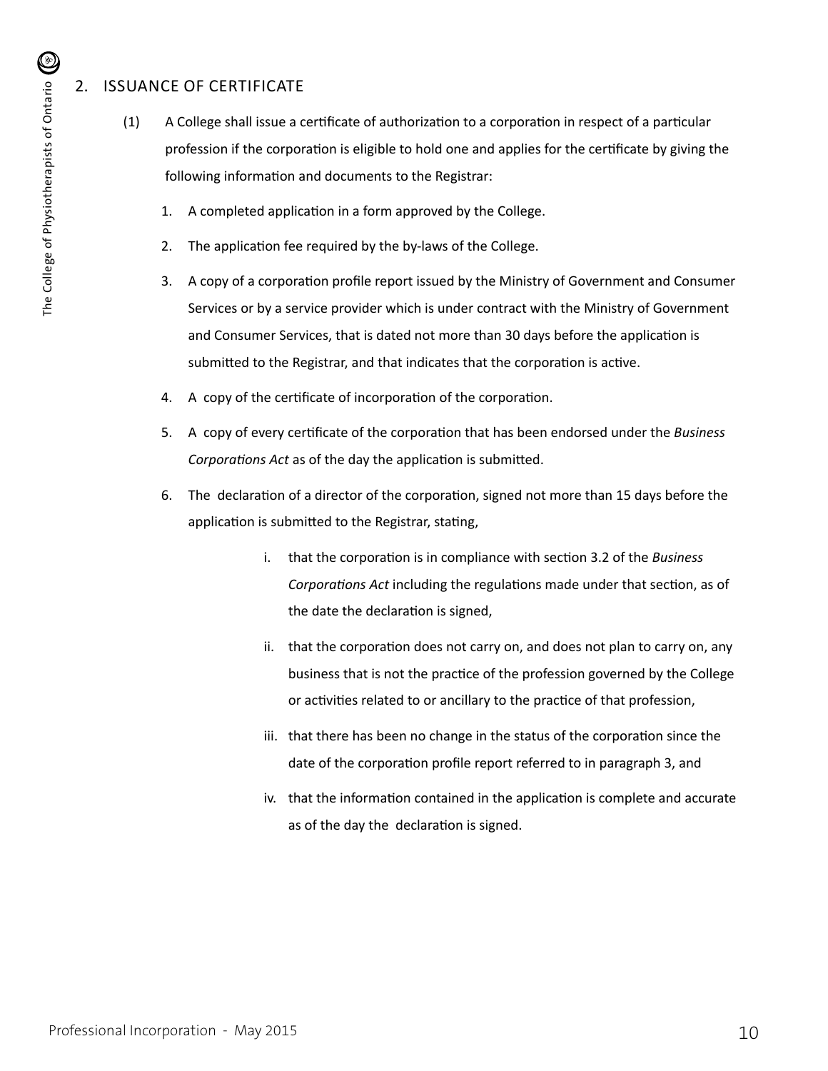## 2. ISSUANCE OF CERTIFICATE

(1) A College shall issue a certificate of authorization to a corporation in respect of a particular profession if the corporation is eligible to hold one and applies for the certificate by giving the following information and documents to the Registrar:

1. A completed application in a form approved by the College.
2. The application fee required by the by-laws of the College.
3. A copy of a corporation profile report issued by the Ministry of Government and Consumer Services or by a service provider which is under contract with the Ministry of Government and Consumer Services, that is dated not more than 30 days before the application is submitted to the Registrar, and that indicates that the corporation is active.
4. A copy of the certificate of incorporation of the corporation.
5. A copy of every certificate of the corporation that has been endorsed under the *Business Corporations Act* as of the day the application is submitted.
6. The declaration of a director of the corporation, signed not more than 15 days before the application is submitted to the Registrar, stating,
   i. that the corporation is in compliance with section 3.2 of the *Business Corporations Act* including the regulations made under that section, as of the date the declaration is signed,
   ii. that the corporation does not carry on, and does not plan to carry on, any business that is not the practice of the profession governed by the College or activities related to or ancillary to the practice of that profession,
   iii. that there has been no change in the status of the corporation since the date of the corporation profile report referred to in paragraph 3, and
   iv. that the information contained in the application is complete and accurate as of the day the declaration is signed.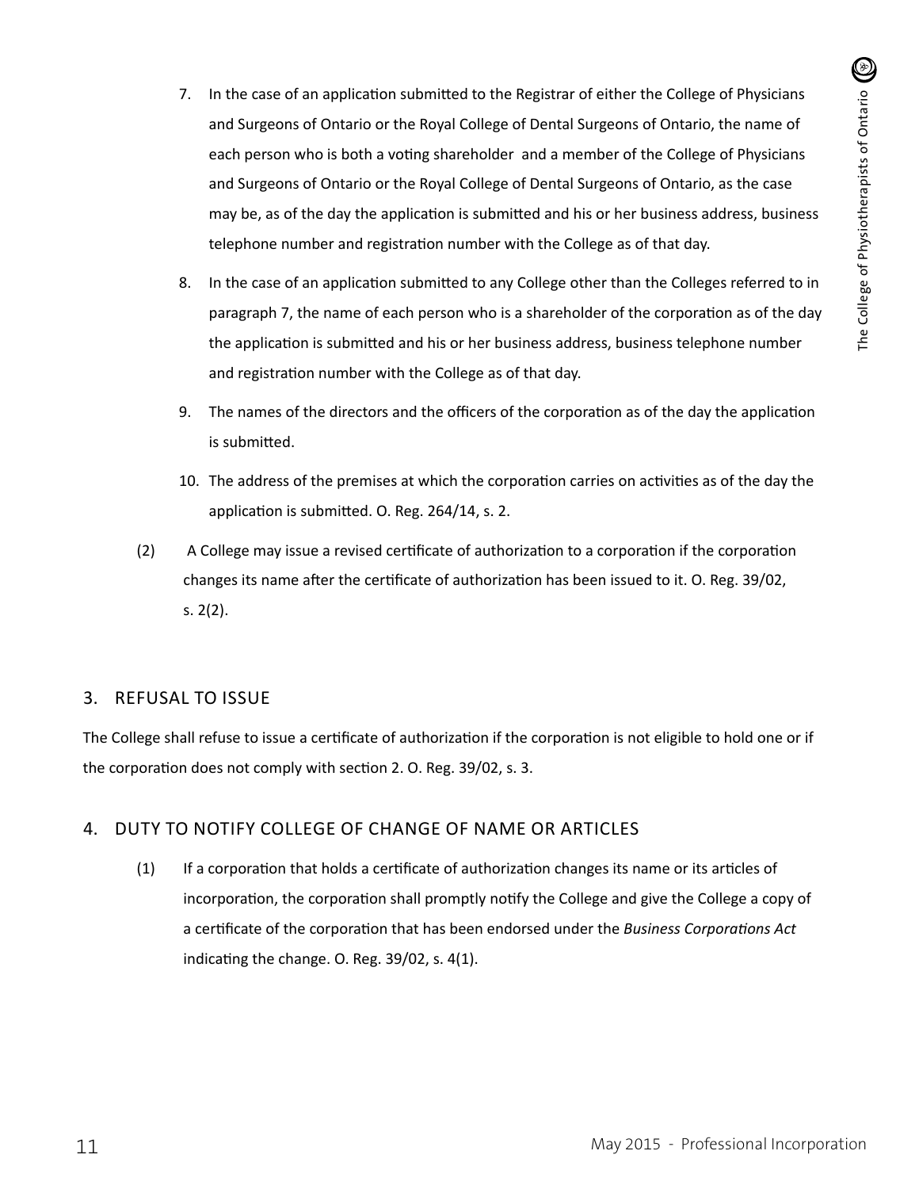7. In the case of an application submitted to the Registrar of either the College of Physicians and Surgeons of Ontario or the Royal College of Dental Surgeons of Ontario, the name of each person who is both a voting shareholder and a member of the College of Physicians and Surgeons of Ontario or the Royal College of Dental Surgeons of Ontario, as the case may be, as of the day the application is submitted and his or her business address, business telephone number and registration number with the College as of that day.

8. In the case of an application submitted to any College other than the Colleges referred to in paragraph 7, the name of each person who is a shareholder of the corporation as of the day the application is submitted and his or her business address, business telephone number and registration number with the College as of that day.

9. The names of the directors and the officers of the corporation as of the day the application is submitted.

10. The address of the premises at which the corporation carries on activities as of the day the application is submitted. O. Reg. 264/14, s. 2.

(2) A College may issue a revised certificate of authorization to a corporation if the corporation changes its name after the certificate of authorization has been issued to it. O. Reg. 39/02, s. 2(2).

## 3. REFUSAL TO ISSUE

The College shall refuse to issue a certificate of authorization if the corporation is not eligible to hold one or if the corporation does not comply with section 2. O. Reg. 39/02, s. 3.

## 4. DUTY TO NOTIFY COLLEGE OF CHANGE OF NAME OR ARTICLES

(1) If a corporation that holds a certificate of authorization changes its name or its articles of incorporation, the corporation shall promptly notify the College and give the College a copy of a certificate of the corporation that has been endorsed under the *Business Corporations Act* indicating the change. O. Reg. 39/02, s. 4(1).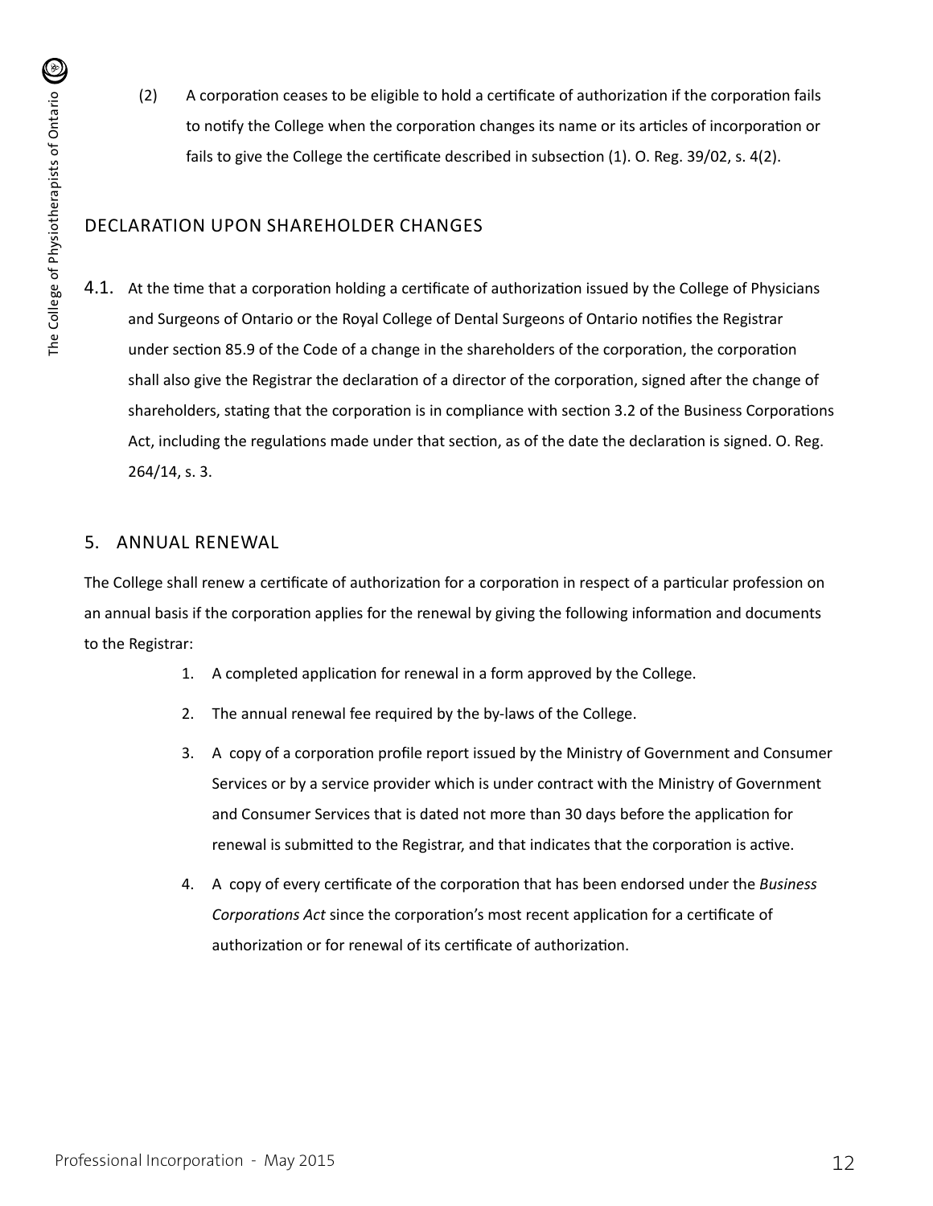(2) A corporation ceases to be eligible to hold a certificate of authorization if the corporation fails to notify the College when the corporation changes its name or its articles of incorporation or fails to give the College the certificate described in subsection (1). O. Reg. 39/02, s. 4(2).

## DECLARATION UPON SHAREHOLDER CHANGES

4.1. At the time that a corporation holding a certificate of authorization issued by the College of Physicians and Surgeons of Ontario or the Royal College of Dental Surgeons of Ontario notifies the Registrar under section 85.9 of the Code of a change in the shareholders of the corporation, the corporation shall also give the Registrar the declaration of a director of the corporation, signed after the change of shareholders, stating that the corporation is in compliance with section 3.2 of the Business Corporations Act, including the regulations made under that section, as of the date the declaration is signed. O. Reg. 264/14, s. 3.

## 5. ANNUAL RENEWAL

The College shall renew a certificate of authorization for a corporation in respect of a particular profession on an annual basis if the corporation applies for the renewal by giving the following information and documents to the Registrar:

1. A completed application for renewal in a form approved by the College.
2. The annual renewal fee required by the by-laws of the College.
3. A copy of a corporation profile report issued by the Ministry of Government and Consumer Services or by a service provider which is under contract with the Ministry of Government and Consumer Services that is dated not more than 30 days before the application for renewal is submitted to the Registrar, and that indicates that the corporation is active.
4. A copy of every certificate of the corporation that has been endorsed under the *Business Corporations Act* since the corporation's most recent application for a certificate of authorization or for renewal of its certificate of authorization.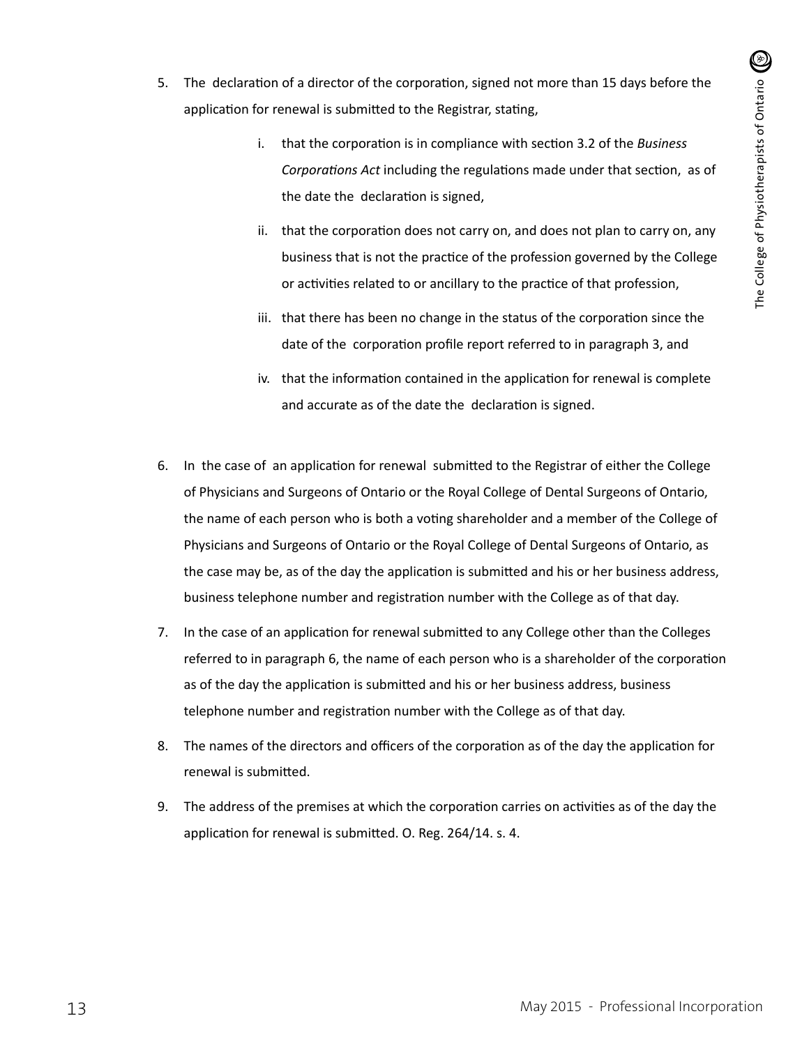5. The declaration of a director of the corporation, signed not more than 15 days before the application for renewal is submitted to the Registrar, stating,

    i. that the corporation is in compliance with section 3.2 of the *Business Corporations Act* including the regulations made under that section, as of the date the declaration is signed,

    ii. that the corporation does not carry on, and does not plan to carry on, any business that is not the practice of the profession governed by the College or activities related to or ancillary to the practice of that profession,

    iii. that there has been no change in the status of the corporation since the date of the corporation profile report referred to in paragraph 3, and

    iv. that the information contained in the application for renewal is complete and accurate as of the date the declaration is signed.

6. In the case of an application for renewal submitted to the Registrar of either the College of Physicians and Surgeons of Ontario or the Royal College of Dental Surgeons of Ontario, the name of each person who is both a voting shareholder and a member of the College of Physicians and Surgeons of Ontario or the Royal College of Dental Surgeons of Ontario, as the case may be, as of the day the application is submitted and his or her business address, business telephone number and registration number with the College as of that day.

7. In the case of an application for renewal submitted to any College other than the Colleges referred to in paragraph 6, the name of each person who is a shareholder of the corporation as of the day the application is submitted and his or her business address, business telephone number and registration number with the College as of that day.

8. The names of the directors and officers of the corporation as of the day the application for renewal is submitted.

9. The address of the premises at which the corporation carries on activities as of the day the application for renewal is submitted. O. Reg. 264/14. s. 4.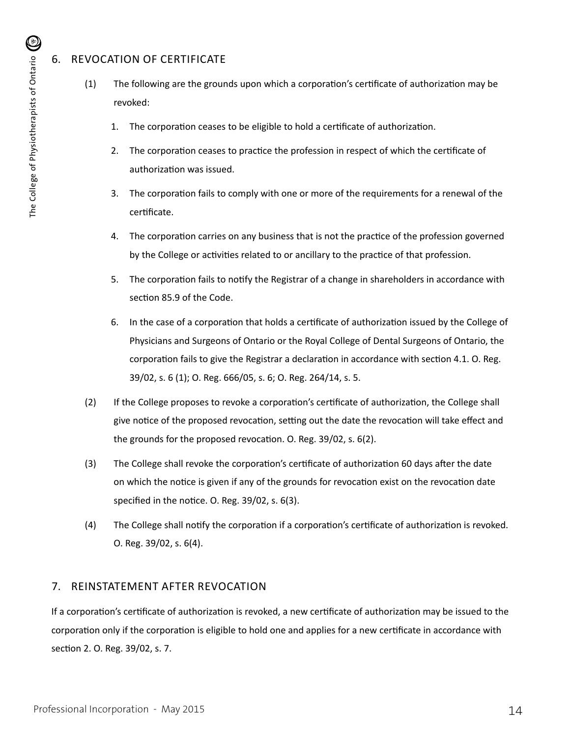## 6. REVOCATION OF CERTIFICATE

(1) The following are the grounds upon which a corporation's certificate of authorization may be revoked:

1. The corporation ceases to be eligible to hold a certificate of authorization.
2. The corporation ceases to practice the profession in respect of which the certificate of authorization was issued.
3. The corporation fails to comply with one or more of the requirements for a renewal of the certificate.
4. The corporation carries on any business that is not the practice of the profession governed by the College or activities related to or ancillary to the practice of that profession.
5. The corporation fails to notify the Registrar of a change in shareholders in accordance with section 85.9 of the Code.
6. In the case of a corporation that holds a certificate of authorization issued by the College of Physicians and Surgeons of Ontario or the Royal College of Dental Surgeons of Ontario, the corporation fails to give the Registrar a declaration in accordance with section 4.1. O. Reg. 39/02, s. 6 (1); O. Reg. 666/05, s. 6; O. Reg. 264/14, s. 5.

(2) If the College proposes to revoke a corporation's certificate of authorization, the College shall give notice of the proposed revocation, setting out the date the revocation will take effect and the grounds for the proposed revocation. O. Reg. 39/02, s. 6(2).

(3) The College shall revoke the corporation's certificate of authorization 60 days after the date on which the notice is given if any of the grounds for revocation exist on the revocation date specified in the notice. O. Reg. 39/02, s. 6(3).

(4) The College shall notify the corporation if a corporation's certificate of authorization is revoked. O. Reg. 39/02, s. 6(4).

## 7. REINSTATEMENT AFTER REVOCATION

If a corporation's certificate of authorization is revoked, a new certificate of authorization may be issued to the corporation only if the corporation is eligible to hold one and applies for a new certificate in accordance with section 2. O. Reg. 39/02, s. 7.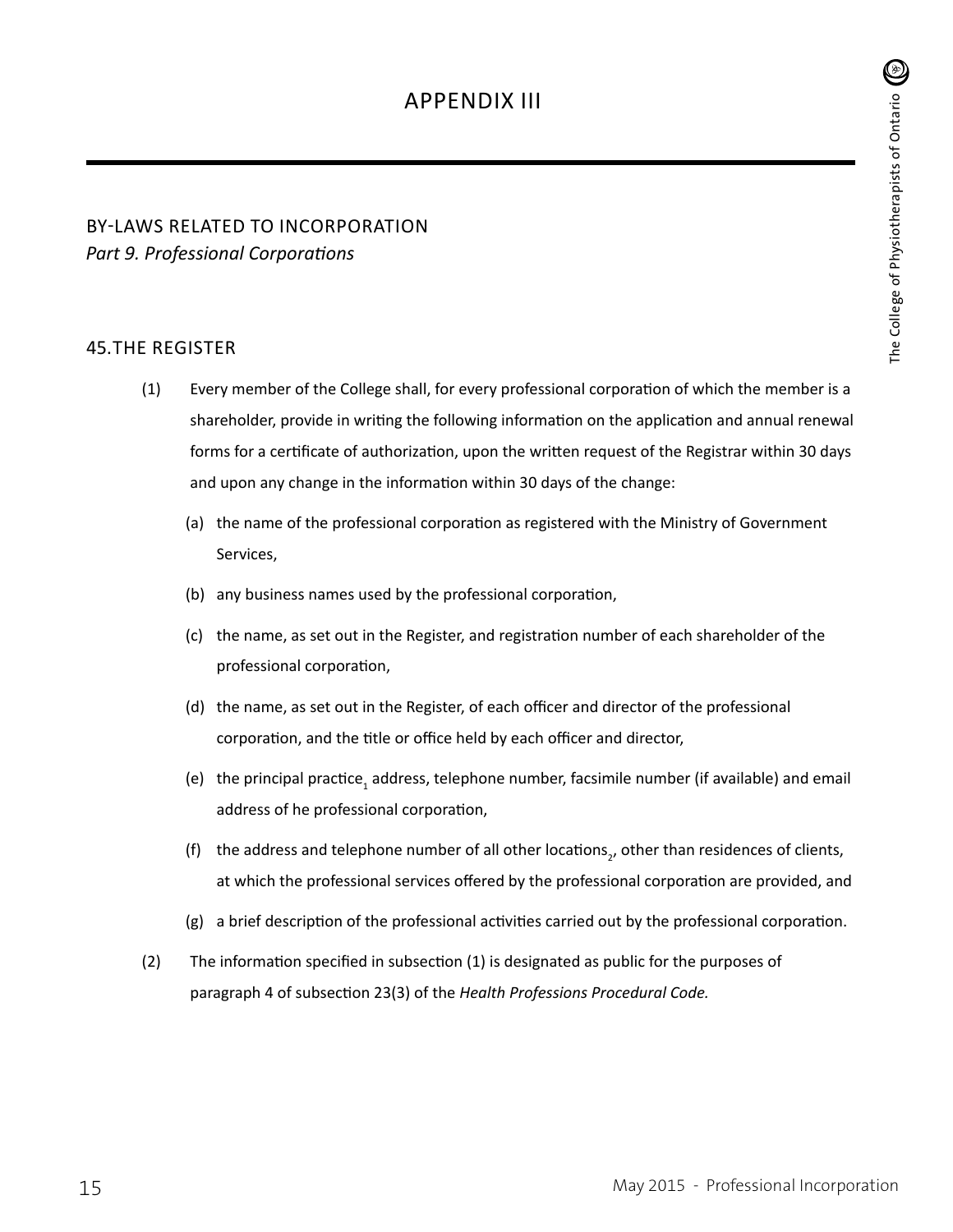# APPENDIX III

## BY-LAWS RELATED TO INCORPORATION

*Part 9. Professional Corporations*

### 45. THE REGISTER

(1) Every member of the College shall, for every professional corporation of which the member is a shareholder, provide in writing the following information on the application and annual renewal forms for a certificate of authorization, upon the written request of the Registrar within 30 days and upon any change in the information within 30 days of the change:

(a) the name of the professional corporation as registered with the Ministry of Government Services,

(b) any business names used by the professional corporation,

(c) the name, as set out in the Register, and registration number of each shareholder of the professional corporation,

(d) the name, as set out in the Register, of each officer and director of the professional corporation, and the title or office held by each officer and director,

(e) the principal practice[1] address, telephone number, facsimile number (if available) and email address of he professional corporation,

(f) the address and telephone number of all other locations[2], other than residences of clients, at which the professional services offered by the professional corporation are provided, and

(g) a brief description of the professional activities carried out by the professional corporation.

(2) The information specified in subsection (1) is designated as public for the purposes of paragraph 4 of subsection 23(3) of the *Health Professions Procedural Code.*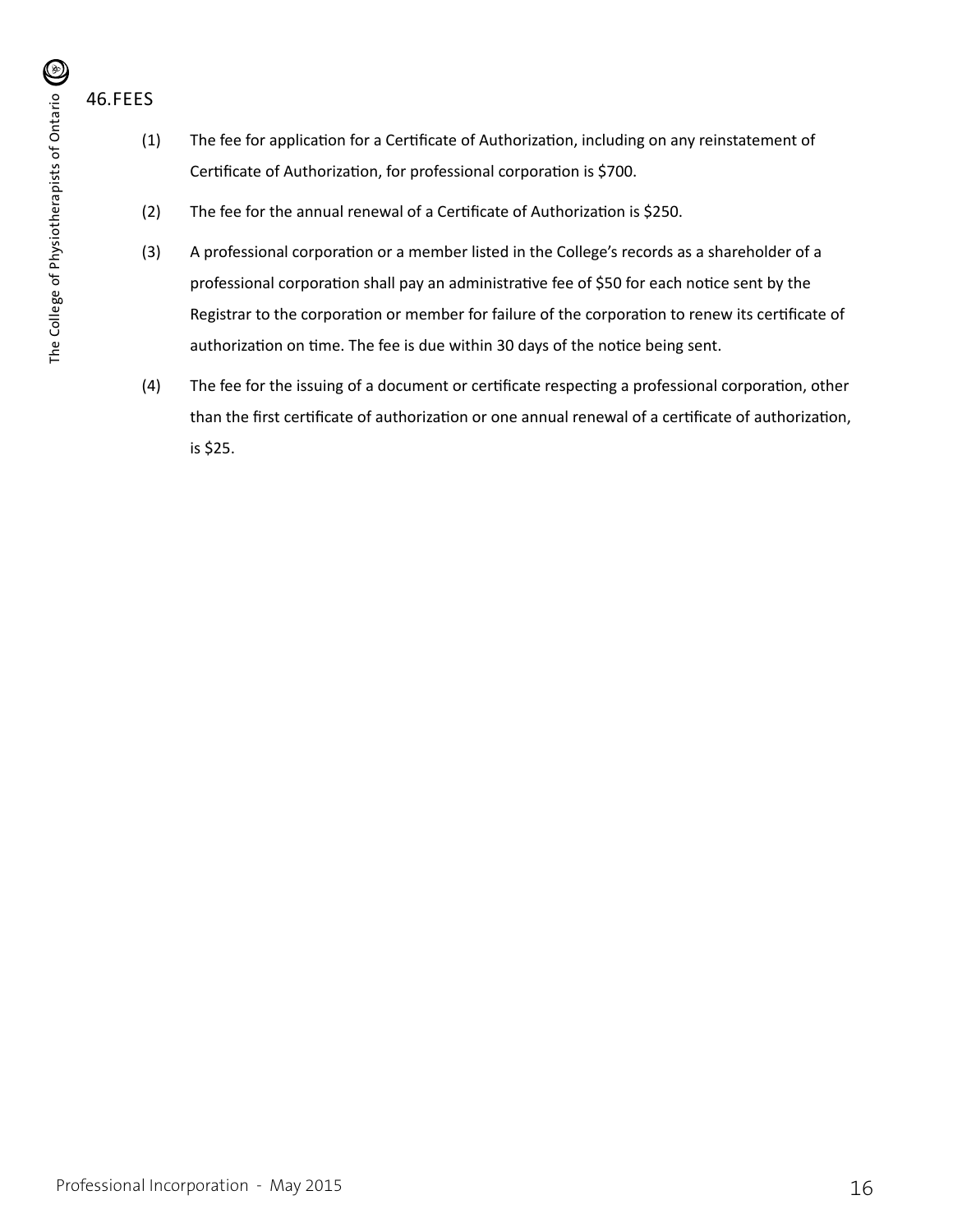## 46.FEES

(1) The fee for application for a Certificate of Authorization, including on any reinstatement of Certificate of Authorization, for professional corporation is $700.

(2) The fee for the annual renewal of a Certificate of Authorization is $250.

(3) A professional corporation or a member listed in the College's records as a shareholder of a professional corporation shall pay an administrative fee of $50 for each notice sent by the Registrar to the corporation or member for failure of the corporation to renew its certificate of authorization on time. The fee is due within 30 days of the notice being sent.

(4) The fee for the issuing of a document or certificate respecting a professional corporation, other than the first certificate of authorization or one annual renewal of a certificate of authorization, is $25.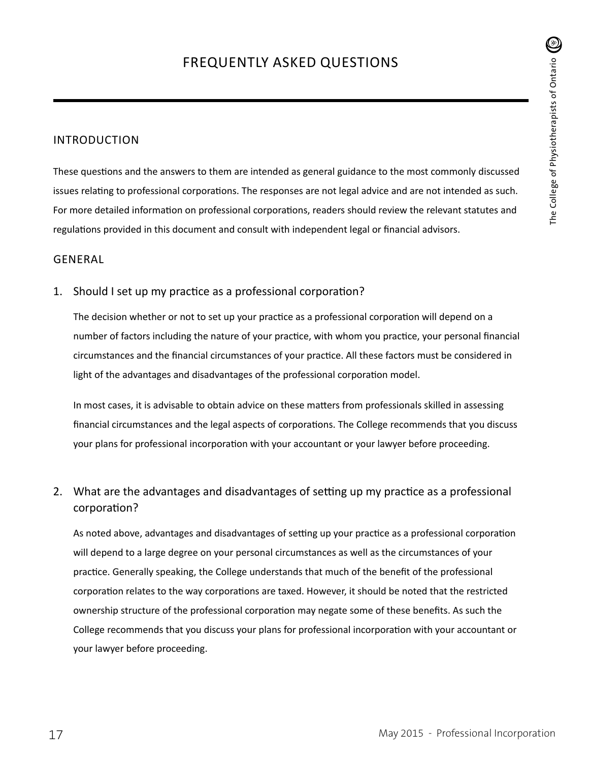# FREQUENTLY ASKED QUESTIONS

## INTRODUCTION

These questions and the answers to them are intended as general guidance to the most commonly discussed issues relating to professional corporations. The responses are not legal advice and are not intended as such. For more detailed information on professional corporations, readers should review the relevant statutes and regulations provided in this document and consult with independent legal or financial advisors.

## GENERAL

### 1. Should I set up my practice as a professional corporation?

The decision whether or not to set up your practice as a professional corporation will depend on a number of factors including the nature of your practice, with whom you practice, your personal financial circumstances and the financial circumstances of your practice. All these factors must be considered in light of the advantages and disadvantages of the professional corporation model.

In most cases, it is advisable to obtain advice on these matters from professionals skilled in assessing financial circumstances and the legal aspects of corporations. The College recommends that you discuss your plans for professional incorporation with your accountant or your lawyer before proceeding.

### 2. What are the advantages and disadvantages of setting up my practice as a professional corporation?

As noted above, advantages and disadvantages of setting up your practice as a professional corporation will depend to a large degree on your personal circumstances as well as the circumstances of your practice. Generally speaking, the College understands that much of the benefit of the professional corporation relates to the way corporations are taxed. However, it should be noted that the restricted ownership structure of the professional corporation may negate some of these benefits. As such the College recommends that you discuss your plans for professional incorporation with your accountant or your lawyer before proceeding.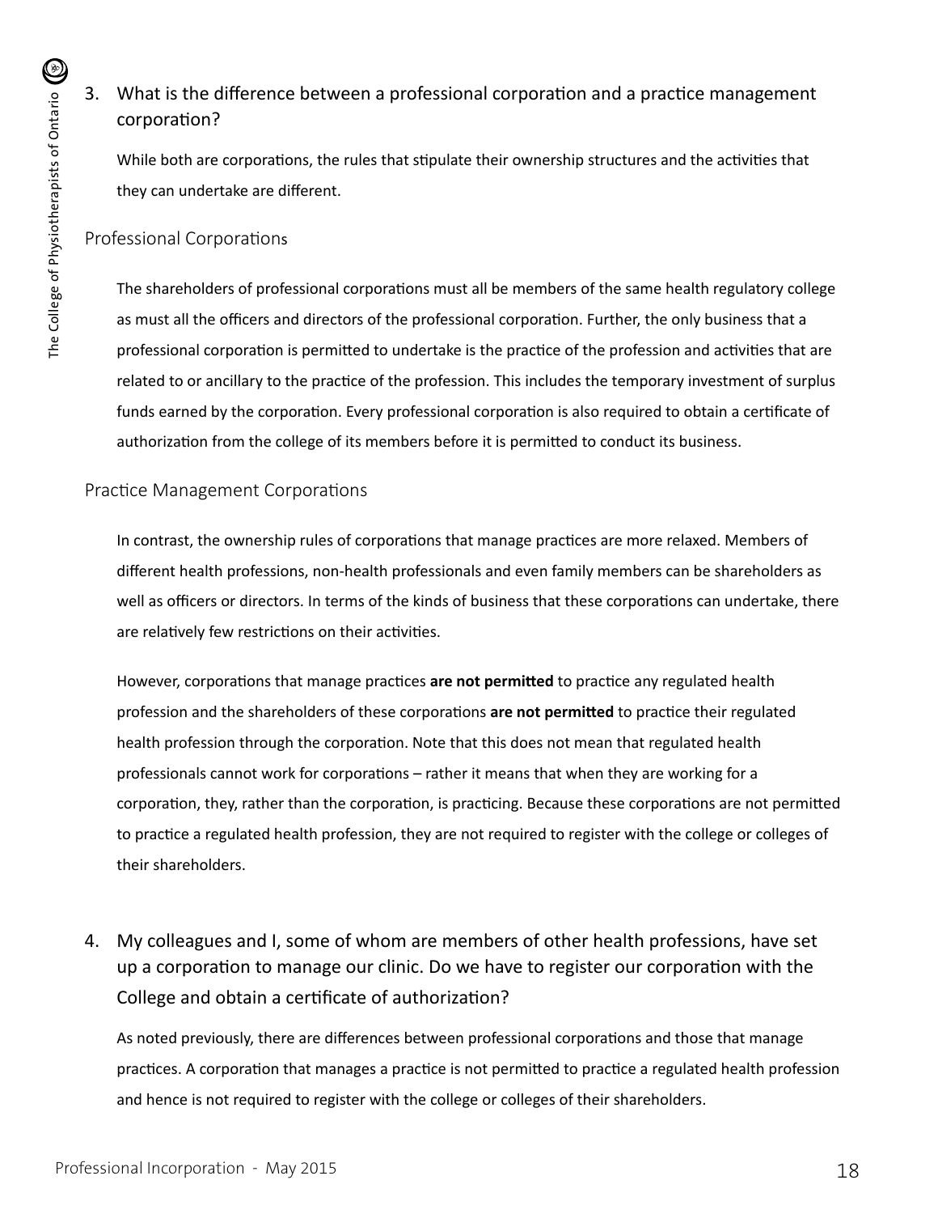3. What is the difference between a professional corporation and a practice management corporation?

While both are corporations, the rules that stipulate their ownership structures and the activities that they can undertake are different.

### Professional Corporations

The shareholders of professional corporations must all be members of the same health regulatory college as must all the officers and directors of the professional corporation. Further, the only business that a professional corporation is permitted to undertake is the practice of the profession and activities that are related to or ancillary to the practice of the profession. This includes the temporary investment of surplus funds earned by the corporation. Every professional corporation is also required to obtain a certificate of authorization from the college of its members before it is permitted to conduct its business.

### Practice Management Corporations

In contrast, the ownership rules of corporations that manage practices are more relaxed. Members of different health professions, non-health professionals and even family members can be shareholders as well as officers or directors. In terms of the kinds of business that these corporations can undertake, there are relatively few restrictions on their activities.

However, corporations that manage practices **are not permitted** to practice any regulated health profession and the shareholders of these corporations **are not permitted** to practice their regulated health profession through the corporation. Note that this does not mean that regulated health professionals cannot work for corporations – rather it means that when they are working for a corporation, they, rather than the corporation, is practicing. Because these corporations are not permitted to practice a regulated health profession, they are not required to register with the college or colleges of their shareholders.

4. My colleagues and I, some of whom are members of other health professions, have set up a corporation to manage our clinic. Do we have to register our corporation with the College and obtain a certificate of authorization?

As noted previously, there are differences between professional corporations and those that manage practices. A corporation that manages a practice is not permitted to practice a regulated health profession and hence is not required to register with the college or colleges of their shareholders.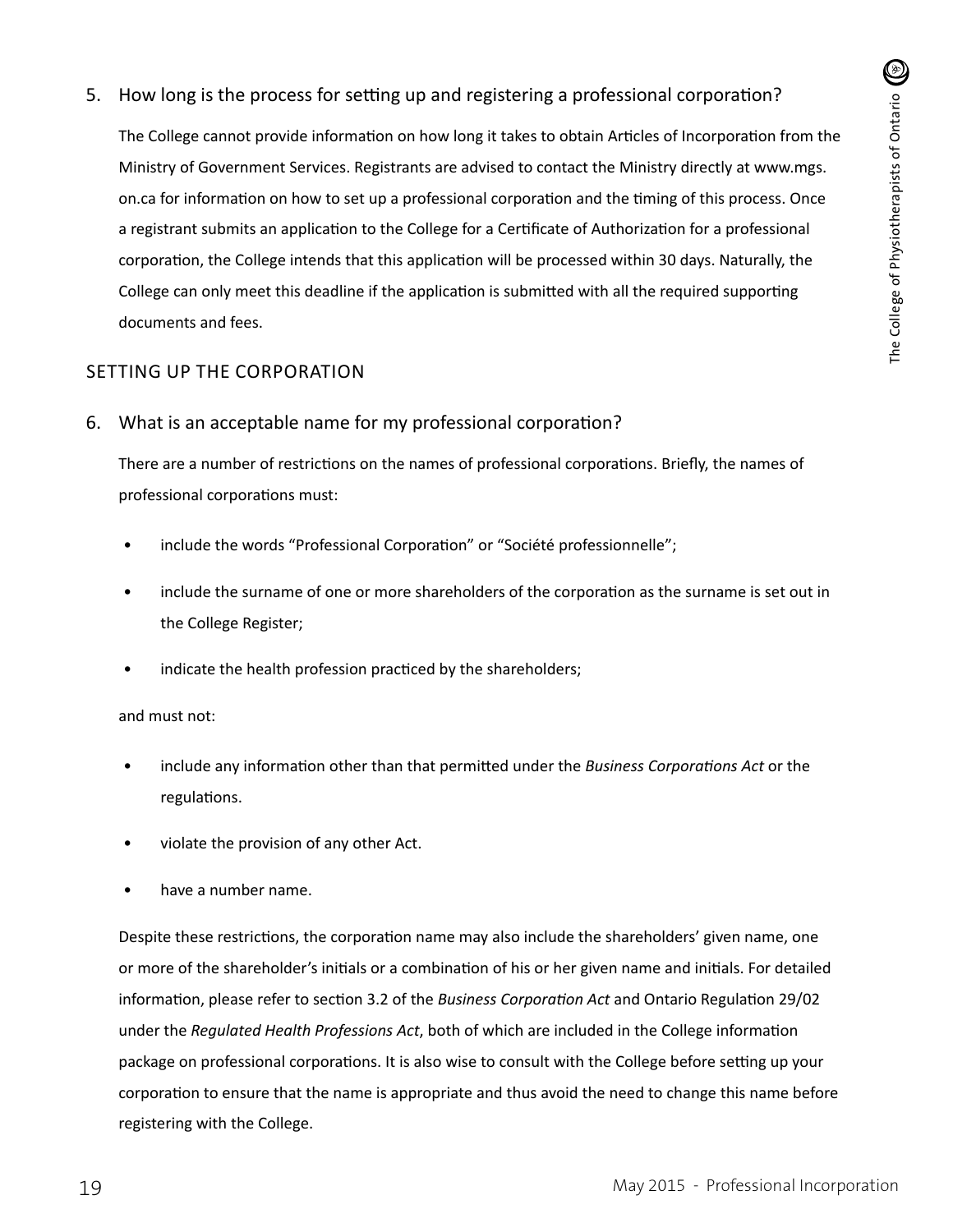## 5. How long is the process for setting up and registering a professional corporation?

The College cannot provide information on how long it takes to obtain Articles of Incorporation from the Ministry of Government Services. Registrants are advised to contact the Ministry directly at www.mgs.on.ca for information on how to set up a professional corporation and the timing of this process. Once a registrant submits an application to the College for a Certificate of Authorization for a professional corporation, the College intends that this application will be processed within 30 days. Naturally, the College can only meet this deadline if the application is submitted with all the required supporting documents and fees.

# SETTING UP THE CORPORATION

## 6. What is an acceptable name for my professional corporation?

There are a number of restrictions on the names of professional corporations. Briefly, the names of professional corporations must:

- include the words "Professional Corporation" or "Société professionnelle";
- include the surname of one or more shareholders of the corporation as the surname is set out in the College Register;
- indicate the health profession practiced by the shareholders;

and must not:

- include any information other than that permitted under the *Business Corporations Act* or the regulations.
- violate the provision of any other Act.
- have a number name.

Despite these restrictions, the corporation name may also include the shareholders' given name, one or more of the shareholder's initials or a combination of his or her given name and initials. For detailed information, please refer to section 3.2 of the *Business Corporation Act* and Ontario Regulation 29/02 under the *Regulated Health Professions Act*, both of which are included in the College information package on professional corporations. It is also wise to consult with the College before setting up your corporation to ensure that the name is appropriate and thus avoid the need to change this name before registering with the College.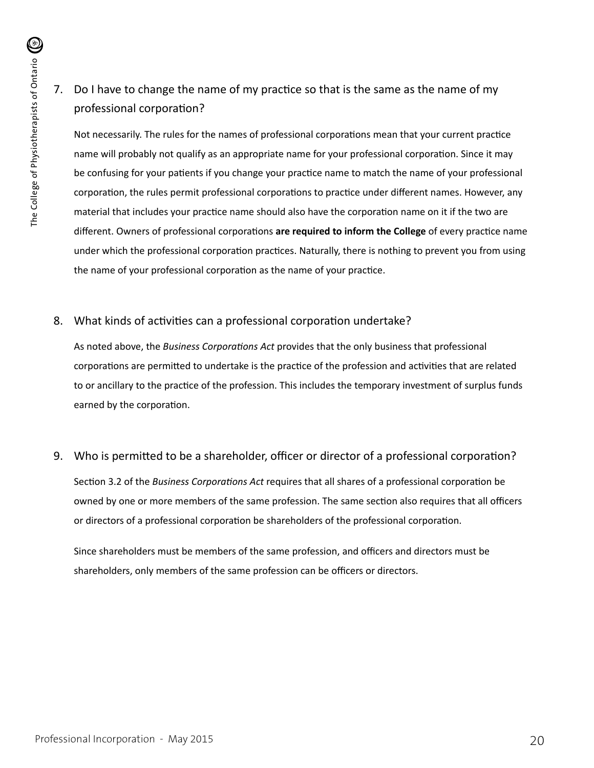7. Do I have to change the name of my practice so that is the same as the name of my professional corporation?

   Not necessarily. The rules for the names of professional corporations mean that your current practice name will probably not qualify as an appropriate name for your professional corporation. Since it may be confusing for your patients if you change your practice name to match the name of your professional corporation, the rules permit professional corporations to practice under different names. However, any material that includes your practice name should also have the corporation name on it if the two are different. Owners of professional corporations **are required to inform the College** of every practice name under which the professional corporation practices. Naturally, there is nothing to prevent you from using the name of your professional corporation as the name of your practice.

8. What kinds of activities can a professional corporation undertake?

   As noted above, the *Business Corporations Act* provides that the only business that professional corporations are permitted to undertake is the practice of the profession and activities that are related to or ancillary to the practice of the profession. This includes the temporary investment of surplus funds earned by the corporation.

9. Who is permitted to be a shareholder, officer or director of a professional corporation?

   Section 3.2 of the *Business Corporations Act* requires that all shares of a professional corporation be owned by one or more members of the same profession. The same section also requires that all officers or directors of a professional corporation be shareholders of the professional corporation.

   Since shareholders must be members of the same profession, and officers and directors must be shareholders, only members of the same profession can be officers or directors.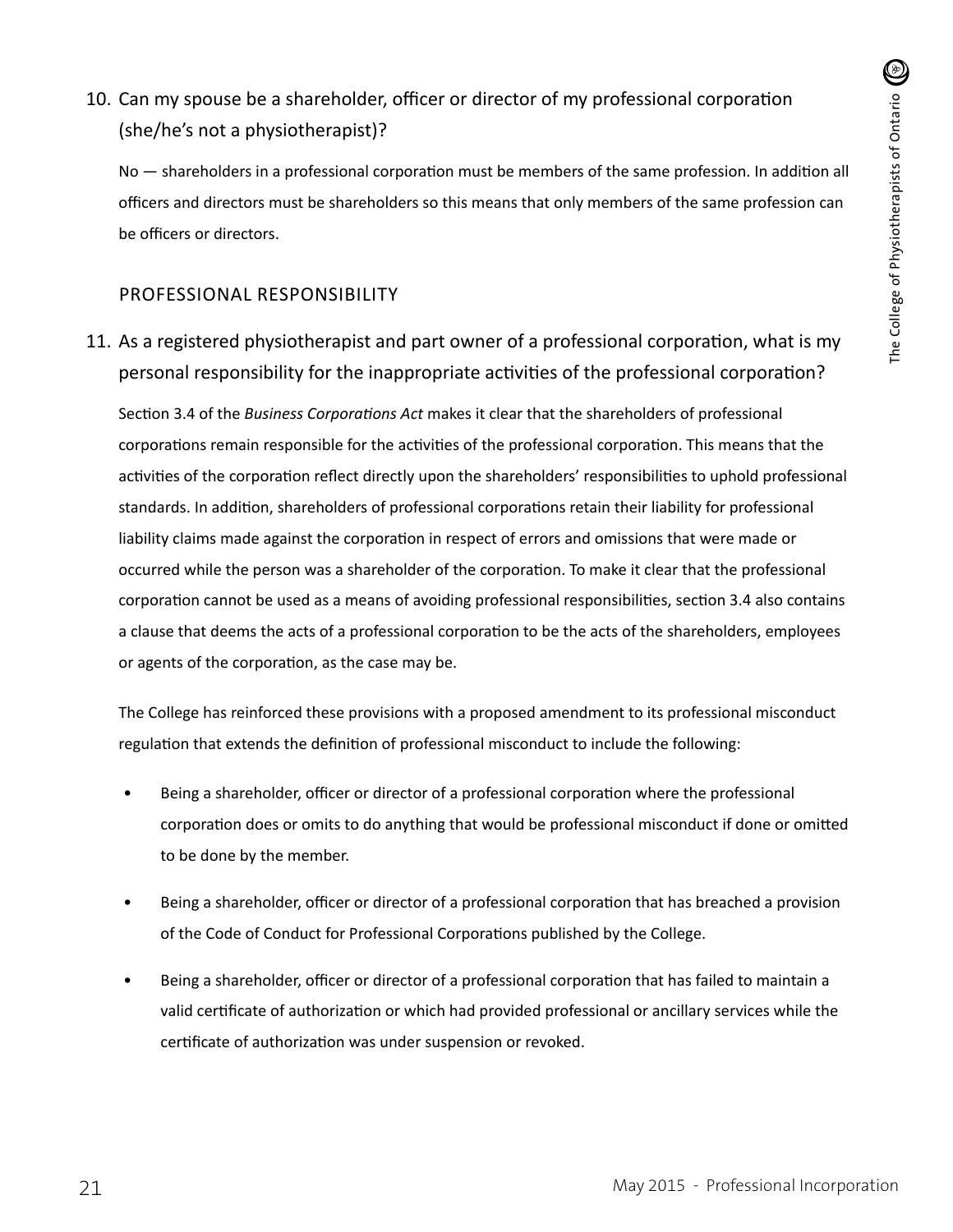10. Can my spouse be a shareholder, officer or director of my professional corporation (she/he's not a physiotherapist)?

No — shareholders in a professional corporation must be members of the same profession. In addition all officers and directors must be shareholders so this means that only members of the same profession can be officers or directors.

## PROFESSIONAL RESPONSIBILITY

11. As a registered physiotherapist and part owner of a professional corporation, what is my personal responsibility for the inappropriate activities of the professional corporation?

Section 3.4 of the *Business Corporations Act* makes it clear that the shareholders of professional corporations remain responsible for the activities of the professional corporation. This means that the activities of the corporation reflect directly upon the shareholders' responsibilities to uphold professional standards. In addition, shareholders of professional corporations retain their liability for professional liability claims made against the corporation in respect of errors and omissions that were made or occurred while the person was a shareholder of the corporation. To make it clear that the professional corporation cannot be used as a means of avoiding professional responsibilities, section 3.4 also contains a clause that deems the acts of a professional corporation to be the acts of the shareholders, employees or agents of the corporation, as the case may be.

The College has reinforced these provisions with a proposed amendment to its professional misconduct regulation that extends the definition of professional misconduct to include the following:

- Being a shareholder, officer or director of a professional corporation where the professional corporation does or omits to do anything that would be professional misconduct if done or omitted to be done by the member.
- Being a shareholder, officer or director of a professional corporation that has breached a provision of the Code of Conduct for Professional Corporations published by the College.
- Being a shareholder, officer or director of a professional corporation that has failed to maintain a valid certificate of authorization or which had provided professional or ancillary services while the certificate of authorization was under suspension or revoked.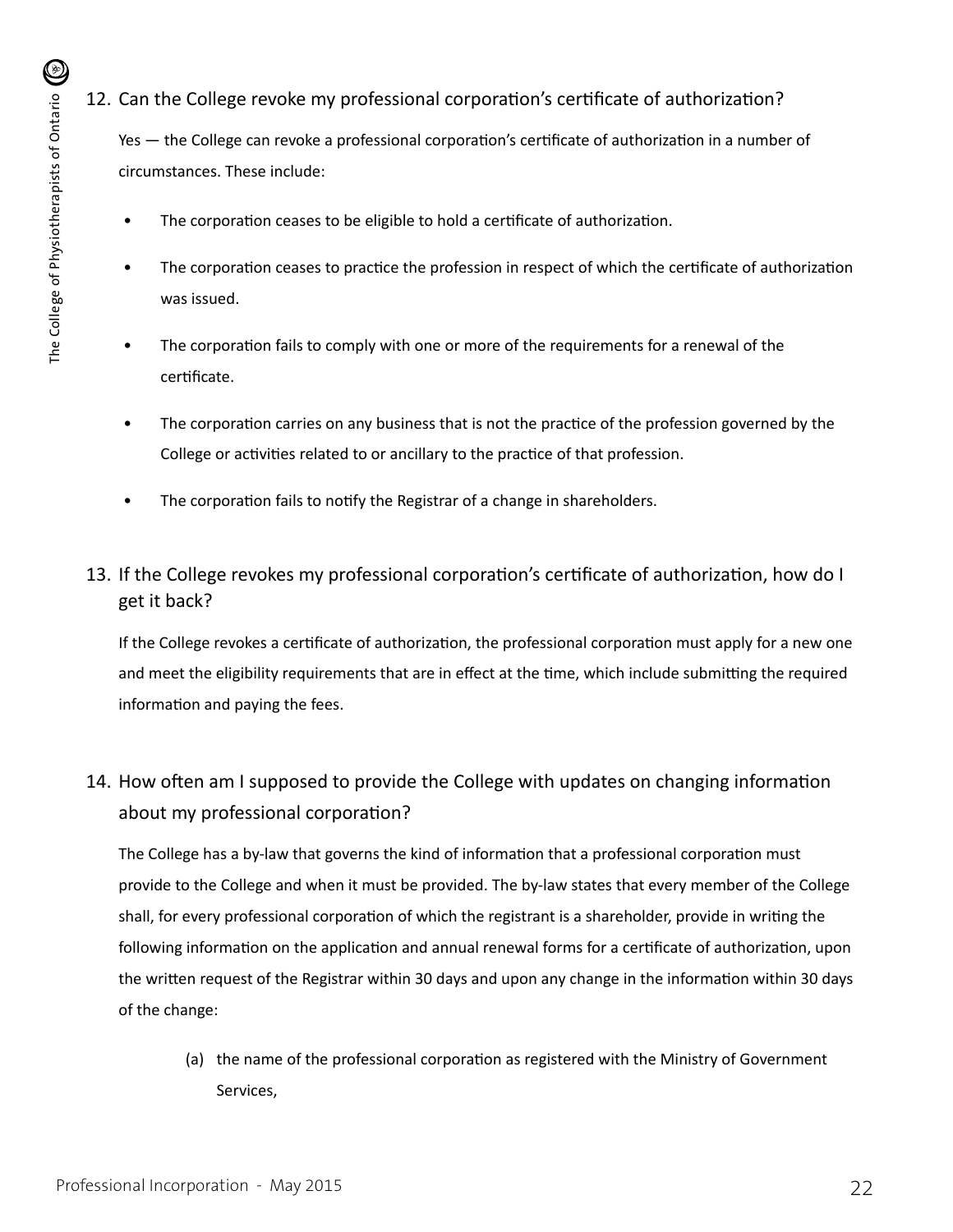## 12. Can the College revoke my professional corporation's certificate of authorization?

Yes — the College can revoke a professional corporation's certificate of authorization in a number of circumstances. These include:

- The corporation ceases to be eligible to hold a certificate of authorization.
- The corporation ceases to practice the profession in respect of which the certificate of authorization was issued.
- The corporation fails to comply with one or more of the requirements for a renewal of the certificate.
- The corporation carries on any business that is not the practice of the profession governed by the College or activities related to or ancillary to the practice of that profession.
- The corporation fails to notify the Registrar of a change in shareholders.

## 13. If the College revokes my professional corporation's certificate of authorization, how do I get it back?

If the College revokes a certificate of authorization, the professional corporation must apply for a new one and meet the eligibility requirements that are in effect at the time, which include submitting the required information and paying the fees.

## 14. How often am I supposed to provide the College with updates on changing information about my professional corporation?

The College has a by-law that governs the kind of information that a professional corporation must provide to the College and when it must be provided. The by-law states that every member of the College shall, for every professional corporation of which the registrant is a shareholder, provide in writing the following information on the application and annual renewal forms for a certificate of authorization, upon the written request of the Registrar within 30 days and upon any change in the information within 30 days of the change:

(a) the name of the professional corporation as registered with the Ministry of Government Services,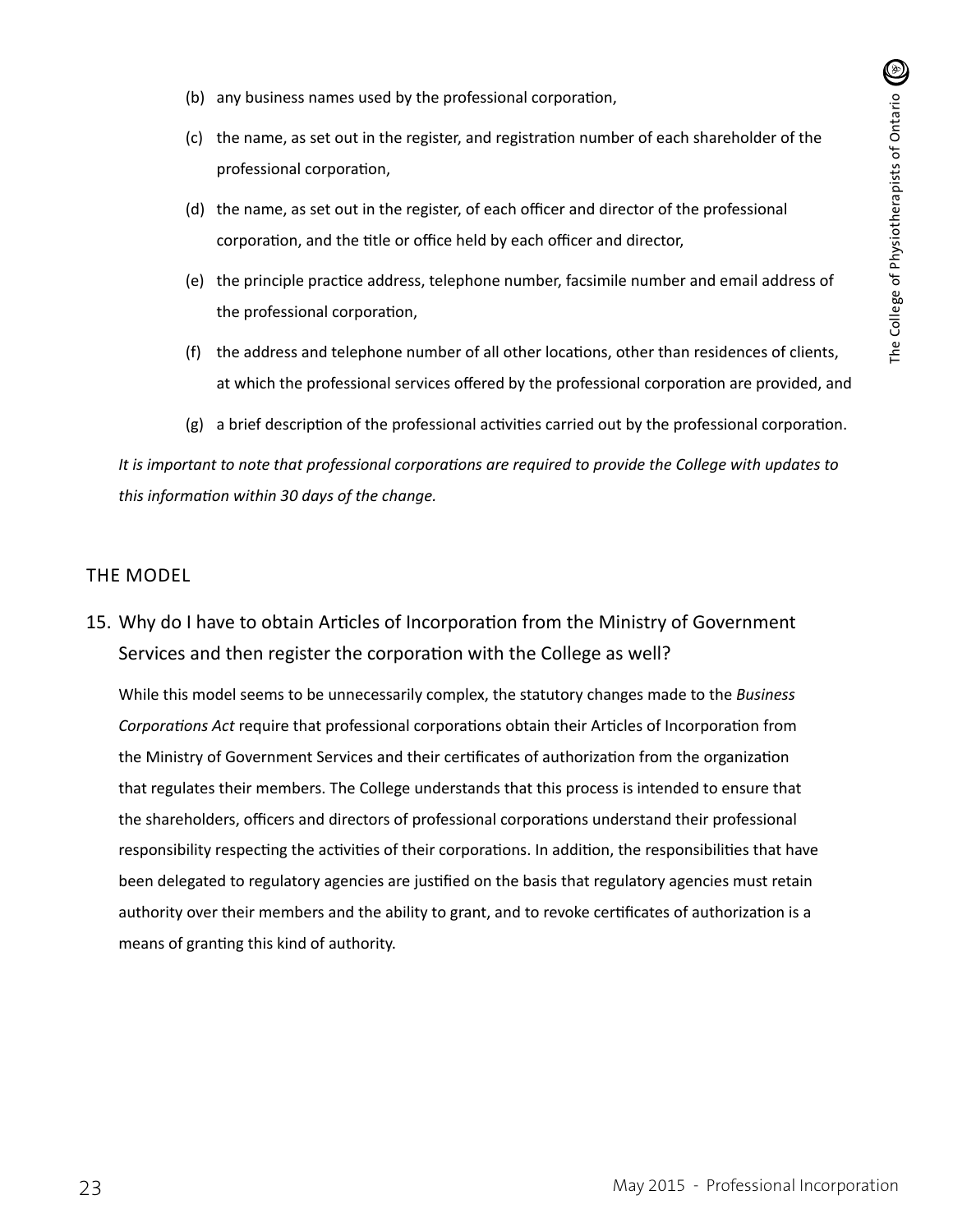(b) any business names used by the professional corporation,

(c) the name, as set out in the register, and registration number of each shareholder of the professional corporation,

(d) the name, as set out in the register, of each officer and director of the professional corporation, and the title or office held by each officer and director,

(e) the principle practice address, telephone number, facsimile number and email address of the professional corporation,

(f) the address and telephone number of all other locations, other than residences of clients, at which the professional services offered by the professional corporation are provided, and

(g) a brief description of the professional activities carried out by the professional corporation.

*It is important to note that professional corporations are required to provide the College with updates to this information within 30 days of the change.*

## THE MODEL

### 15. Why do I have to obtain Articles of Incorporation from the Ministry of Government Services and then register the corporation with the College as well?

While this model seems to be unnecessarily complex, the statutory changes made to the *Business Corporations Act* require that professional corporations obtain their Articles of Incorporation from the Ministry of Government Services and their certificates of authorization from the organization that regulates their members. The College understands that this process is intended to ensure that the shareholders, officers and directors of professional corporations understand their professional responsibility respecting the activities of their corporations. In addition, the responsibilities that have been delegated to regulatory agencies are justified on the basis that regulatory agencies must retain authority over their members and the ability to grant, and to revoke certificates of authorization is a means of granting this kind of authority.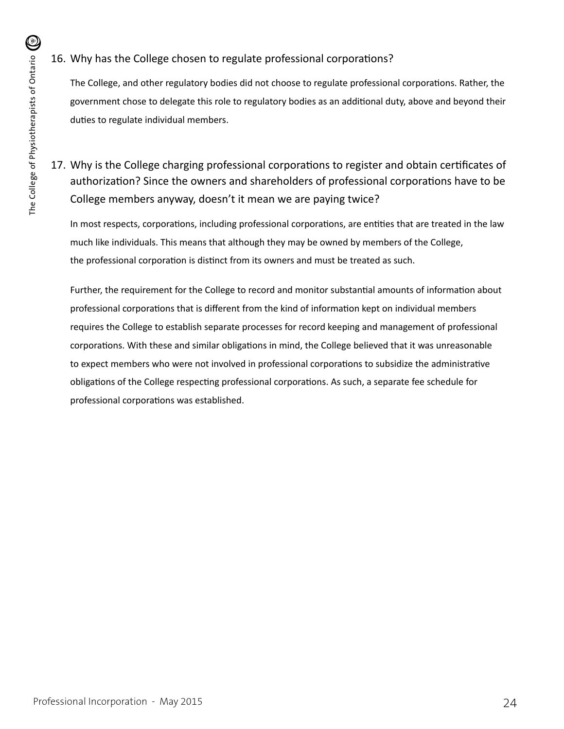### 16. Why has the College chosen to regulate professional corporations?

The College, and other regulatory bodies did not choose to regulate professional corporations. Rather, the government chose to delegate this role to regulatory bodies as an additional duty, above and beyond their duties to regulate individual members.

### 17. Why is the College charging professional corporations to register and obtain certificates of authorization? Since the owners and shareholders of professional corporations have to be College members anyway, doesn't it mean we are paying twice?

In most respects, corporations, including professional corporations, are entities that are treated in the law much like individuals. This means that although they may be owned by members of the College, the professional corporation is distinct from its owners and must be treated as such.

Further, the requirement for the College to record and monitor substantial amounts of information about professional corporations that is different from the kind of information kept on individual members requires the College to establish separate processes for record keeping and management of professional corporations. With these and similar obligations in mind, the College believed that it was unreasonable to expect members who were not involved in professional corporations to subsidize the administrative obligations of the College respecting professional corporations. As such, a separate fee schedule for professional corporations was established.